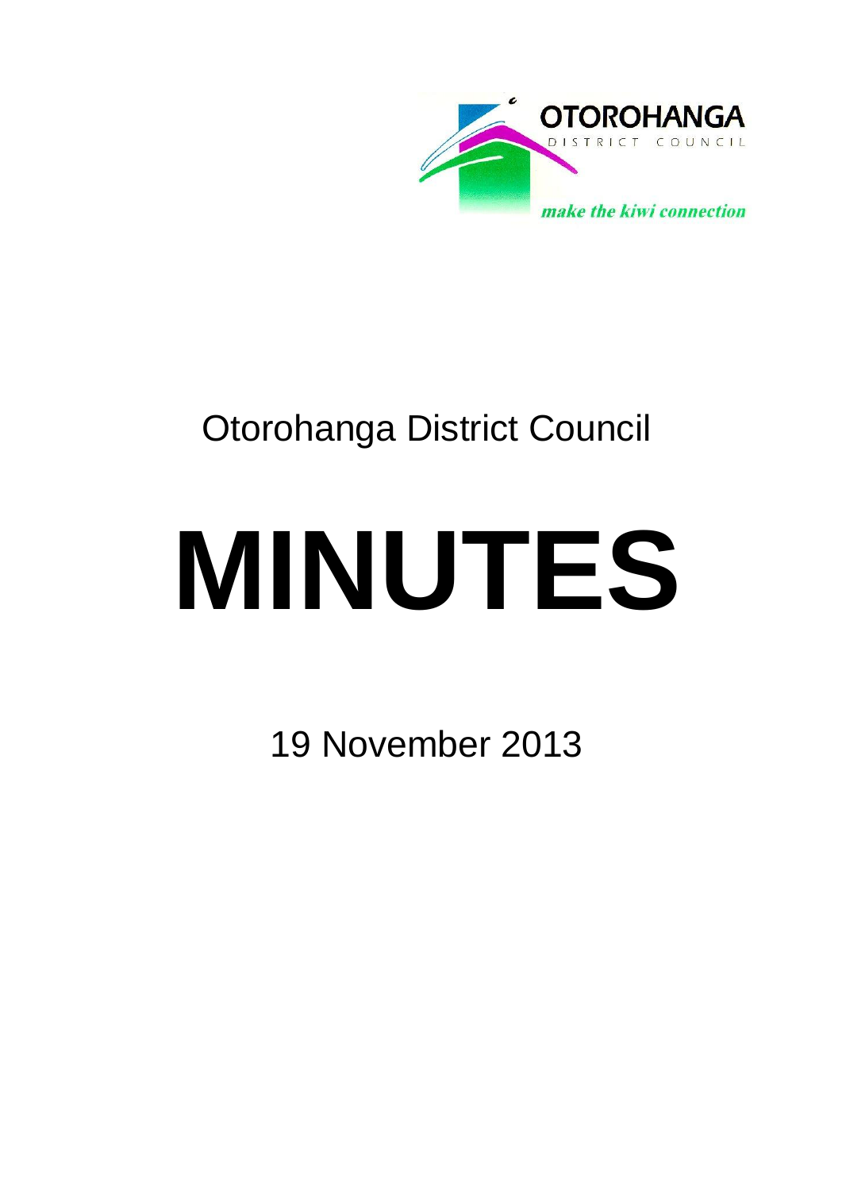OTOROHANGA
DISTRICT COUNCIL

*make the kiwi connection*

Otorohanga District Council

# MINUTES

19 November 2013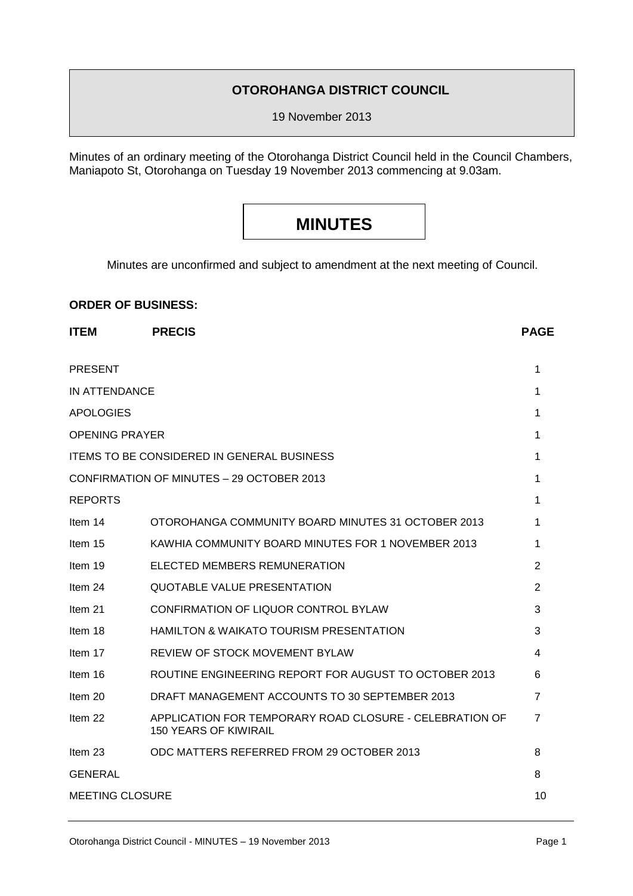**OTOROHANGA DISTRICT COUNCIL**

19 November 2013

Minutes of an ordinary meeting of the Otorohanga District Council held in the Council Chambers, Maniapoto St, Otorohanga on Tuesday 19 November 2013 commencing at 9.03am.

# MINUTES

Minutes are unconfirmed and subject to amendment at the next meeting of Council.

**ORDER OF BUSINESS:**

| ITEM | PRECIS | PAGE |
|---|---|---|
| PRESENT | | 1 |
| IN ATTENDANCE | | 1 |
| APOLOGIES | | 1 |
| OPENING PRAYER | | 1 |
| ITEMS TO BE CONSIDERED IN GENERAL BUSINESS | | 1 |
| CONFIRMATION OF MINUTES – 29 OCTOBER 2013 | | 1 |
| REPORTS | | 1 |
| Item 14 | OTOROHANGA COMMUNITY BOARD MINUTES 31 OCTOBER 2013 | 1 |
| Item 15 | KAWHIA COMMUNITY BOARD MINUTES FOR 1 NOVEMBER 2013 | 1 |
| Item 19 | ELECTED MEMBERS REMUNERATION | 2 |
| Item 24 | QUOTABLE VALUE PRESENTATION | 2 |
| Item 21 | CONFIRMATION OF LIQUOR CONTROL BYLAW | 3 |
| Item 18 | HAMILTON & WAIKATO TOURISM PRESENTATION | 3 |
| Item 17 | REVIEW OF STOCK MOVEMENT BYLAW | 4 |
| Item 16 | ROUTINE ENGINEERING REPORT FOR AUGUST TO OCTOBER 2013 | 6 |
| Item 20 | DRAFT MANAGEMENT ACCOUNTS TO 30 SEPTEMBER 2013 | 7 |
| Item 22 | APPLICATION FOR TEMPORARY ROAD CLOSURE - CELEBRATION OF 150 YEARS OF KIWIRAIL | 7 |
| Item 23 | ODC MATTERS REFERRED FROM 29 OCTOBER 2013 | 8 |
| GENERAL | | 8 |
| MEETING CLOSURE | | 10 |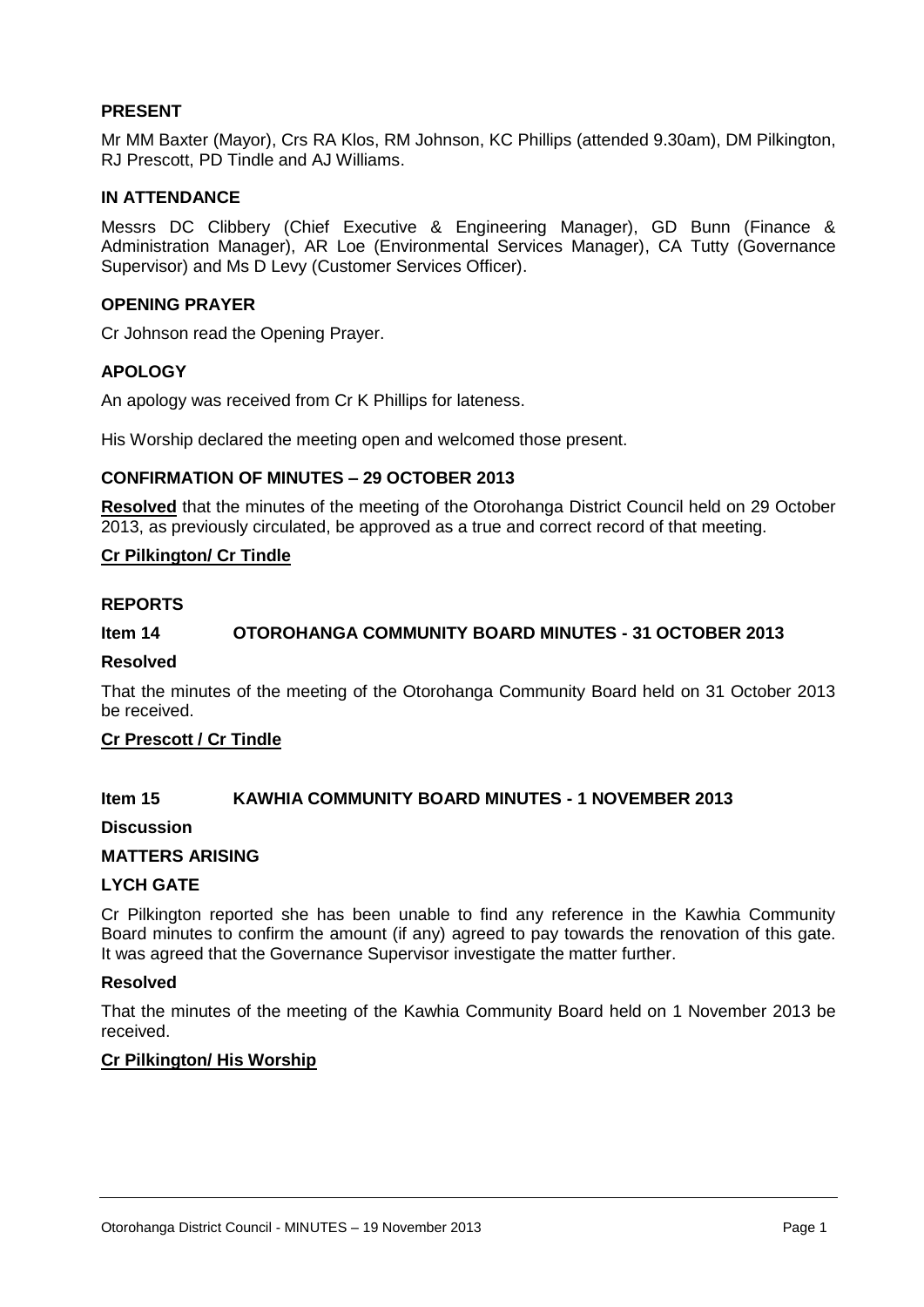**PRESENT**

Mr MM Baxter (Mayor), Crs RA Klos, RM Johnson, KC Phillips (attended 9.30am), DM Pilkington, RJ Prescott, PD Tindle and AJ Williams.

**IN ATTENDANCE**

Messrs DC Clibbery (Chief Executive & Engineering Manager), GD Bunn (Finance & Administration Manager), AR Loe (Environmental Services Manager), CA Tutty (Governance Supervisor) and Ms D Levy (Customer Services Officer).

**OPENING PRAYER**

Cr Johnson read the Opening Prayer.

**APOLOGY**

An apology was received from Cr K Phillips for lateness.

His Worship declared the meeting open and welcomed those present.

**CONFIRMATION OF MINUTES – 29 OCTOBER 2013**

**Resolved** that the minutes of the meeting of the Otorohanga District Council held on 29 October 2013, as previously circulated, be approved as a true and correct record of that meeting.

**Cr Pilkington/ Cr Tindle**

**REPORTS**

**Item 14 OTOROHANGA COMMUNITY BOARD MINUTES - 31 OCTOBER 2013**

**Resolved**

That the minutes of the meeting of the Otorohanga Community Board held on 31 October 2013 be received.

**Cr Prescott / Cr Tindle**

**Item 15 KAWHIA COMMUNITY BOARD MINUTES - 1 NOVEMBER 2013**

**Discussion**

**MATTERS ARISING**

**LYCH GATE**

Cr Pilkington reported she has been unable to find any reference in the Kawhia Community Board minutes to confirm the amount (if any) agreed to pay towards the renovation of this gate. It was agreed that the Governance Supervisor investigate the matter further.

**Resolved**

That the minutes of the meeting of the Kawhia Community Board held on 1 November 2013 be received.

**Cr Pilkington/ His Worship**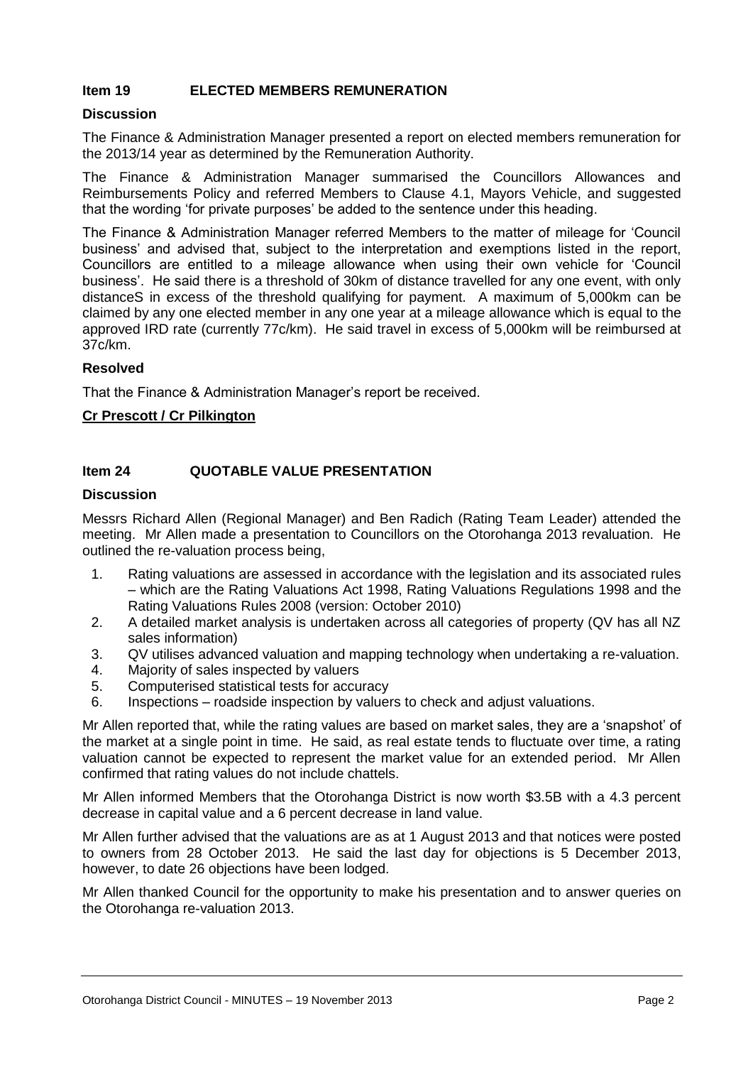## Item 19 ELECTED MEMBERS REMUNERATION

### Discussion

The Finance & Administration Manager presented a report on elected members remuneration for the 2013/14 year as determined by the Remuneration Authority.

The Finance & Administration Manager summarised the Councillors Allowances and Reimbursements Policy and referred Members to Clause 4.1, Mayors Vehicle, and suggested that the wording 'for private purposes' be added to the sentence under this heading.

The Finance & Administration Manager referred Members to the matter of mileage for 'Council business' and advised that, subject to the interpretation and exemptions listed in the report, Councillors are entitled to a mileage allowance when using their own vehicle for 'Council business'. He said there is a threshold of 30km of distance travelled for any one event, with only distanceS in excess of the threshold qualifying for payment. A maximum of 5,000km can be claimed by any one elected member in any one year at a mileage allowance which is equal to the approved IRD rate (currently 77c/km). He said travel in excess of 5,000km will be reimbursed at 37c/km.

### Resolved

That the Finance & Administration Manager's report be received.

**Cr Prescott / Cr Pilkington**

## Item 24 QUOTABLE VALUE PRESENTATION

### Discussion

Messrs Richard Allen (Regional Manager) and Ben Radich (Rating Team Leader) attended the meeting. Mr Allen made a presentation to Councillors on the Otorohanga 2013 revaluation. He outlined the re-valuation process being,

1. Rating valuations are assessed in accordance with the legislation and its associated rules – which are the Rating Valuations Act 1998, Rating Valuations Regulations 1998 and the Rating Valuations Rules 2008 (version: October 2010)
2. A detailed market analysis is undertaken across all categories of property (QV has all NZ sales information)
3. QV utilises advanced valuation and mapping technology when undertaking a re-valuation.
4. Majority of sales inspected by valuers
5. Computerised statistical tests for accuracy
6. Inspections – roadside inspection by valuers to check and adjust valuations.

Mr Allen reported that, while the rating values are based on market sales, they are a 'snapshot' of the market at a single point in time. He said, as real estate tends to fluctuate over time, a rating valuation cannot be expected to represent the market value for an extended period. Mr Allen confirmed that rating values do not include chattels.

Mr Allen informed Members that the Otorohanga District is now worth $3.5B with a 4.3 percent decrease in capital value and a 6 percent decrease in land value.

Mr Allen further advised that the valuations are as at 1 August 2013 and that notices were posted to owners from 28 October 2013. He said the last day for objections is 5 December 2013, however, to date 26 objections have been lodged.

Mr Allen thanked Council for the opportunity to make his presentation and to answer queries on the Otorohanga re-valuation 2013.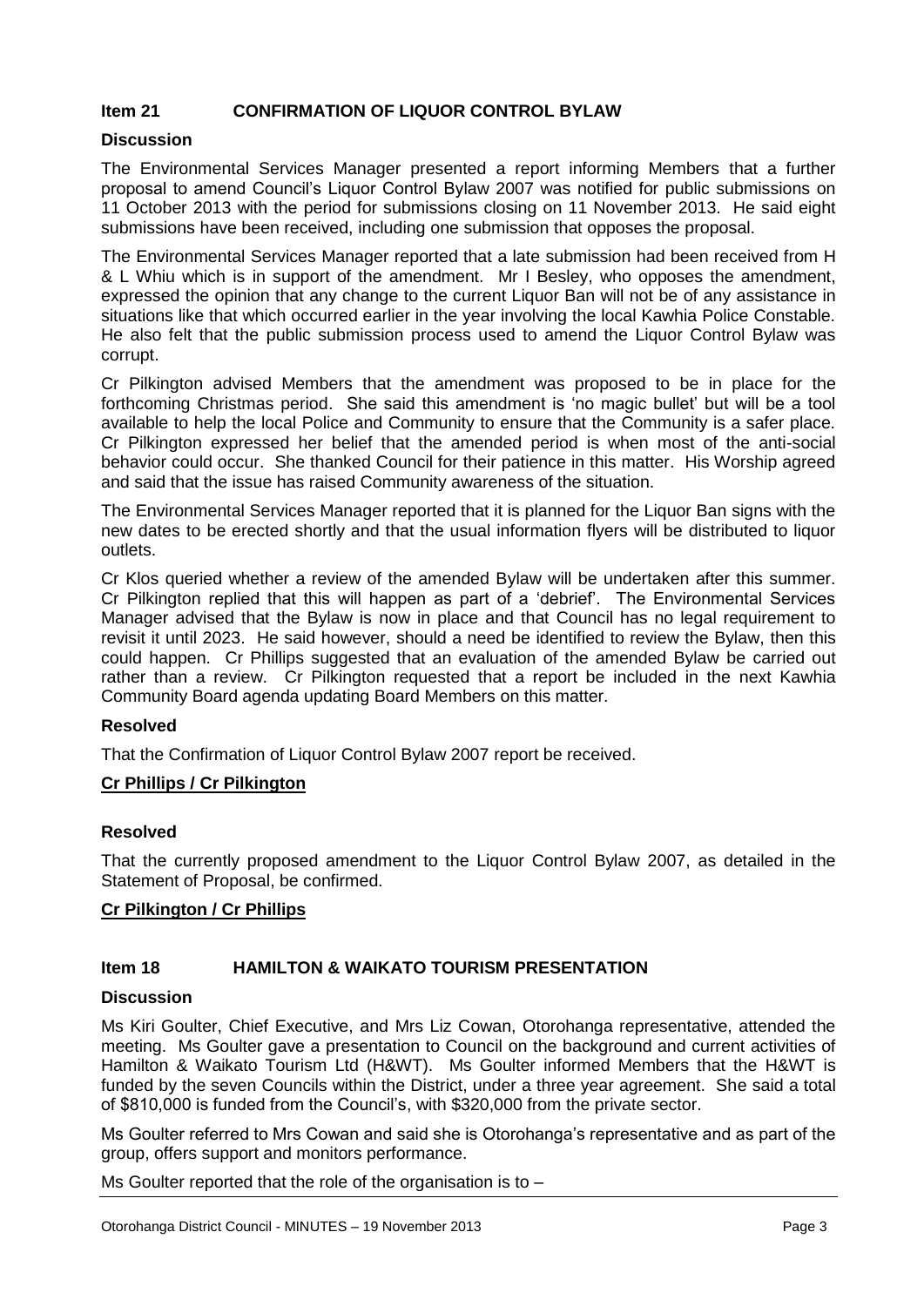## Item 21 CONFIRMATION OF LIQUOR CONTROL BYLAW

### Discussion

The Environmental Services Manager presented a report informing Members that a further proposal to amend Council's Liquor Control Bylaw 2007 was notified for public submissions on 11 October 2013 with the period for submissions closing on 11 November 2013. He said eight submissions have been received, including one submission that opposes the proposal.

The Environmental Services Manager reported that a late submission had been received from H & L Whiu which is in support of the amendment. Mr I Besley, who opposes the amendment, expressed the opinion that any change to the current Liquor Ban will not be of any assistance in situations like that which occurred earlier in the year involving the local Kawhia Police Constable. He also felt that the public submission process used to amend the Liquor Control Bylaw was corrupt.

Cr Pilkington advised Members that the amendment was proposed to be in place for the forthcoming Christmas period. She said this amendment is 'no magic bullet' but will be a tool available to help the local Police and Community to ensure that the Community is a safer place. Cr Pilkington expressed her belief that the amended period is when most of the anti-social behavior could occur. She thanked Council for their patience in this matter. His Worship agreed and said that the issue has raised Community awareness of the situation.

The Environmental Services Manager reported that it is planned for the Liquor Ban signs with the new dates to be erected shortly and that the usual information flyers will be distributed to liquor outlets.

Cr Klos queried whether a review of the amended Bylaw will be undertaken after this summer. Cr Pilkington replied that this will happen as part of a 'debrief'. The Environmental Services Manager advised that the Bylaw is now in place and that Council has no legal requirement to revisit it until 2023. He said however, should a need be identified to review the Bylaw, then this could happen. Cr Phillips suggested that an evaluation of the amended Bylaw be carried out rather than a review. Cr Pilkington requested that a report be included in the next Kawhia Community Board agenda updating Board Members on this matter.

### Resolved

That the Confirmation of Liquor Control Bylaw 2007 report be received.

**Cr Phillips / Cr Pilkington**

### Resolved

That the currently proposed amendment to the Liquor Control Bylaw 2007, as detailed in the Statement of Proposal, be confirmed.

**Cr Pilkington / Cr Phillips**

## Item 18 HAMILTON & WAIKATO TOURISM PRESENTATION

### Discussion

Ms Kiri Goulter, Chief Executive, and Mrs Liz Cowan, Otorohanga representative, attended the meeting. Ms Goulter gave a presentation to Council on the background and current activities of Hamilton & Waikato Tourism Ltd (H&WT). Ms Goulter informed Members that the H&WT is funded by the seven Councils within the District, under a three year agreement. She said a total of $810,000 is funded from the Council's, with $320,000 from the private sector.

Ms Goulter referred to Mrs Cowan and said she is Otorohanga's representative and as part of the group, offers support and monitors performance.

Ms Goulter reported that the role of the organisation is to –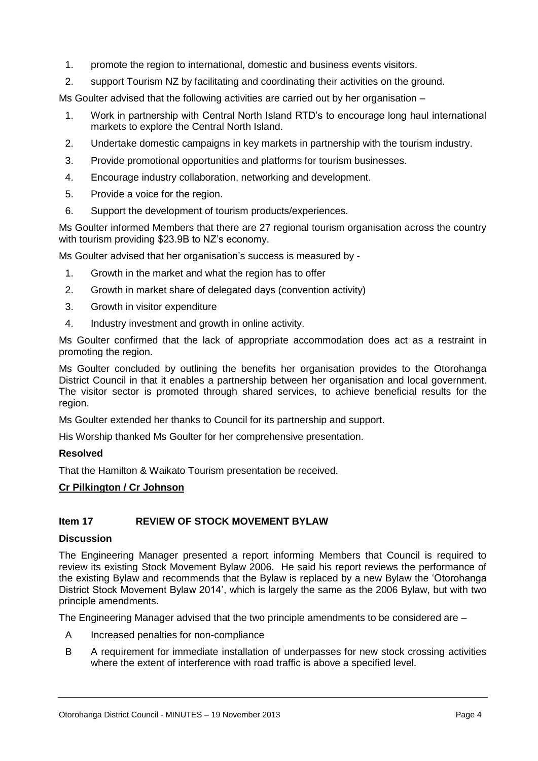1. promote the region to international, domestic and business events visitors.
2. support Tourism NZ by facilitating and coordinating their activities on the ground.

Ms Goulter advised that the following activities are carried out by her organisation –

1. Work in partnership with Central North Island RTD's to encourage long haul international markets to explore the Central North Island.
2. Undertake domestic campaigns in key markets in partnership with the tourism industry.
3. Provide promotional opportunities and platforms for tourism businesses.
4. Encourage industry collaboration, networking and development.
5. Provide a voice for the region.
6. Support the development of tourism products/experiences.

Ms Goulter informed Members that there are 27 regional tourism organisation across the country with tourism providing $23.9B to NZ's economy.

Ms Goulter advised that her organisation's success is measured by -

1. Growth in the market and what the region has to offer
2. Growth in market share of delegated days (convention activity)
3. Growth in visitor expenditure
4. Industry investment and growth in online activity.

Ms Goulter confirmed that the lack of appropriate accommodation does act as a restraint in promoting the region.

Ms Goulter concluded by outlining the benefits her organisation provides to the Otorohanga District Council in that it enables a partnership between her organisation and local government. The visitor sector is promoted through shared services, to achieve beneficial results for the region.

Ms Goulter extended her thanks to Council for its partnership and support.

His Worship thanked Ms Goulter for her comprehensive presentation.

**Resolved**

That the Hamilton & Waikato Tourism presentation be received.

**Cr Pilkington / Cr Johnson**

### Item 17 REVIEW OF STOCK MOVEMENT BYLAW

**Discussion**

The Engineering Manager presented a report informing Members that Council is required to review its existing Stock Movement Bylaw 2006. He said his report reviews the performance of the existing Bylaw and recommends that the Bylaw is replaced by a new Bylaw the 'Otorohanga District Stock Movement Bylaw 2014', which is largely the same as the 2006 Bylaw, but with two principle amendments.

The Engineering Manager advised that the two principle amendments to be considered are –

A Increased penalties for non-compliance

B A requirement for immediate installation of underpasses for new stock crossing activities where the extent of interference with road traffic is above a specified level.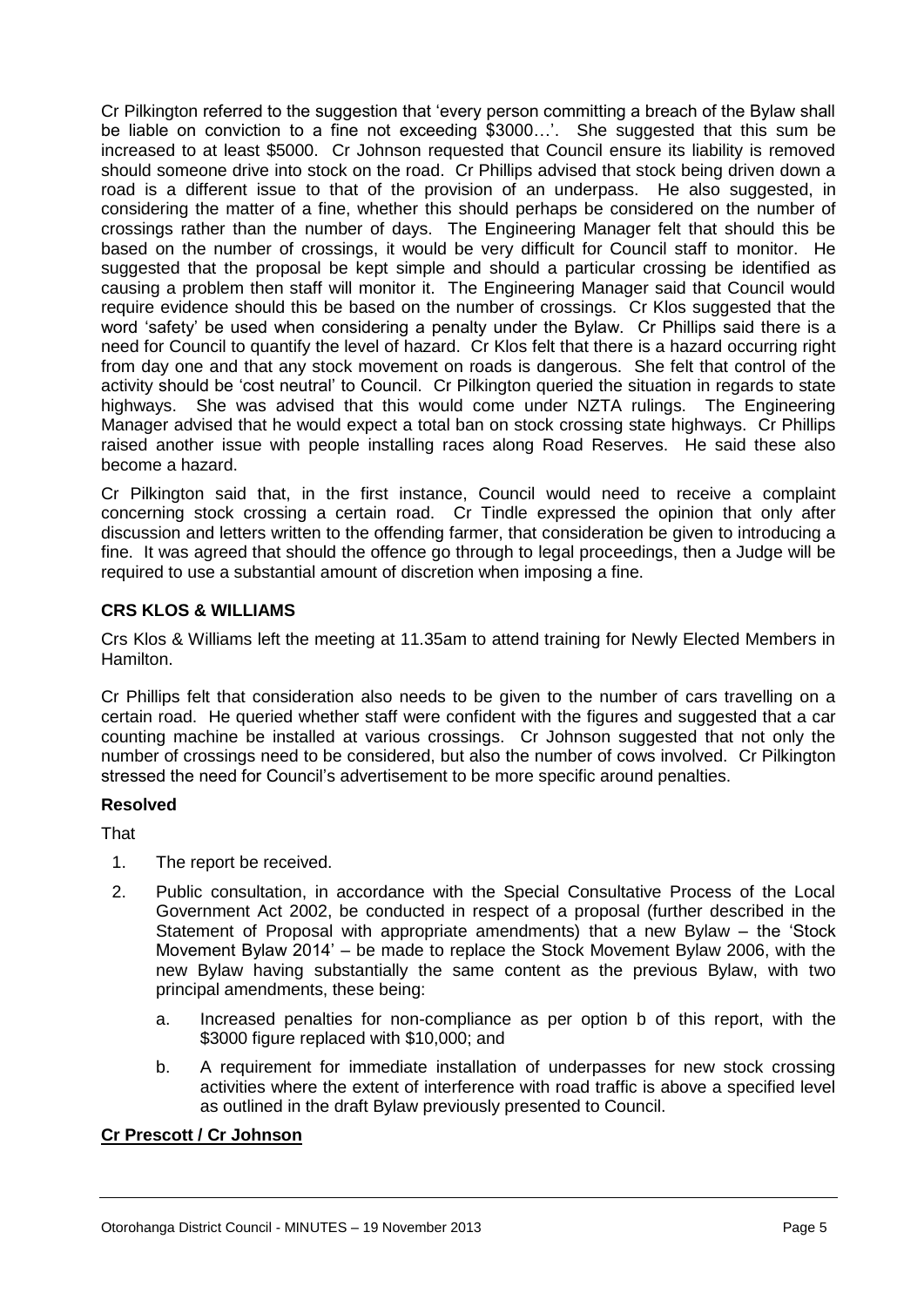Cr Pilkington referred to the suggestion that 'every person committing a breach of the Bylaw shall be liable on conviction to a fine not exceeding $3000…'. She suggested that this sum be increased to at least $5000. Cr Johnson requested that Council ensure its liability is removed should someone drive into stock on the road. Cr Phillips advised that stock being driven down a road is a different issue to that of the provision of an underpass. He also suggested, in considering the matter of a fine, whether this should perhaps be considered on the number of crossings rather than the number of days. The Engineering Manager felt that should this be based on the number of crossings, it would be very difficult for Council staff to monitor. He suggested that the proposal be kept simple and should a particular crossing be identified as causing a problem then staff will monitor it. The Engineering Manager said that Council would require evidence should this be based on the number of crossings. Cr Klos suggested that the word 'safety' be used when considering a penalty under the Bylaw. Cr Phillips said there is a need for Council to quantify the level of hazard. Cr Klos felt that there is a hazard occurring right from day one and that any stock movement on roads is dangerous. She felt that control of the activity should be 'cost neutral' to Council. Cr Pilkington queried the situation in regards to state highways. She was advised that this would come under NZTA rulings. The Engineering Manager advised that he would expect a total ban on stock crossing state highways. Cr Phillips raised another issue with people installing races along Road Reserves. He said these also become a hazard.

Cr Pilkington said that, in the first instance, Council would need to receive a complaint concerning stock crossing a certain road. Cr Tindle expressed the opinion that only after discussion and letters written to the offending farmer, that consideration be given to introducing a fine. It was agreed that should the offence go through to legal proceedings, then a Judge will be required to use a substantial amount of discretion when imposing a fine.

**CRS KLOS & WILLIAMS**

Crs Klos & Williams left the meeting at 11.35am to attend training for Newly Elected Members in Hamilton.

Cr Phillips felt that consideration also needs to be given to the number of cars travelling on a certain road. He queried whether staff were confident with the figures and suggested that a car counting machine be installed at various crossings. Cr Johnson suggested that not only the number of crossings need to be considered, but also the number of cows involved. Cr Pilkington stressed the need for Council's advertisement to be more specific around penalties.

**Resolved**

That

1. The report be received.
2. Public consultation, in accordance with the Special Consultative Process of the Local Government Act 2002, be conducted in respect of a proposal (further described in the Statement of Proposal with appropriate amendments) that a new Bylaw – the 'Stock Movement Bylaw 2014' – be made to replace the Stock Movement Bylaw 2006, with the new Bylaw having substantially the same content as the previous Bylaw, with two principal amendments, these being:
   a. Increased penalties for non-compliance as per option b of this report, with the $3000 figure replaced with $10,000; and
   b. A requirement for immediate installation of underpasses for new stock crossing activities where the extent of interference with road traffic is above a specified level as outlined in the draft Bylaw previously presented to Council.

**Cr Prescott / Cr Johnson**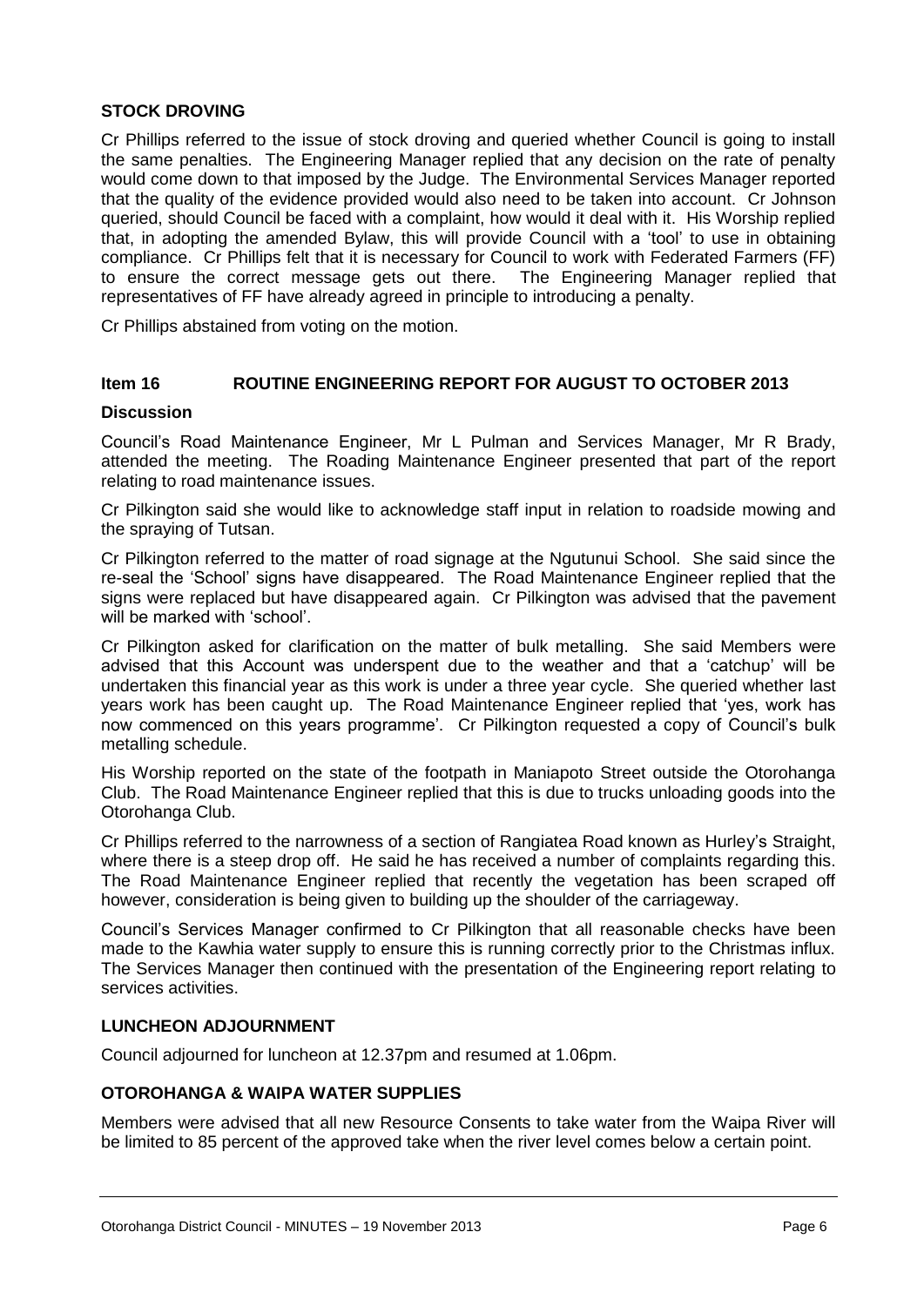### STOCK DROVING

Cr Phillips referred to the issue of stock droving and queried whether Council is going to install the same penalties. The Engineering Manager replied that any decision on the rate of penalty would come down to that imposed by the Judge. The Environmental Services Manager reported that the quality of the evidence provided would also need to be taken into account. Cr Johnson queried, should Council be faced with a complaint, how would it deal with it. His Worship replied that, in adopting the amended Bylaw, this will provide Council with a 'tool' to use in obtaining compliance. Cr Phillips felt that it is necessary for Council to work with Federated Farmers (FF) to ensure the correct message gets out there. The Engineering Manager replied that representatives of FF have already agreed in principle to introducing a penalty.

Cr Phillips abstained from voting on the motion.

### Item 16 ROUTINE ENGINEERING REPORT FOR AUGUST TO OCTOBER 2013

**Discussion**

Council's Road Maintenance Engineer, Mr L Pulman and Services Manager, Mr R Brady, attended the meeting. The Roading Maintenance Engineer presented that part of the report relating to road maintenance issues.

Cr Pilkington said she would like to acknowledge staff input in relation to roadside mowing and the spraying of Tutsan.

Cr Pilkington referred to the matter of road signage at the Ngutunui School. She said since the re-seal the 'School' signs have disappeared. The Road Maintenance Engineer replied that the signs were replaced but have disappeared again. Cr Pilkington was advised that the pavement will be marked with 'school'.

Cr Pilkington asked for clarification on the matter of bulk metalling. She said Members were advised that this Account was underspent due to the weather and that a 'catchup' will be undertaken this financial year as this work is under a three year cycle. She queried whether last years work has been caught up. The Road Maintenance Engineer replied that 'yes, work has now commenced on this years programme'. Cr Pilkington requested a copy of Council's bulk metalling schedule.

His Worship reported on the state of the footpath in Maniapoto Street outside the Otorohanga Club. The Road Maintenance Engineer replied that this is due to trucks unloading goods into the Otorohanga Club.

Cr Phillips referred to the narrowness of a section of Rangiatea Road known as Hurley's Straight, where there is a steep drop off. He said he has received a number of complaints regarding this. The Road Maintenance Engineer replied that recently the vegetation has been scraped off however, consideration is being given to building up the shoulder of the carriageway.

Council's Services Manager confirmed to Cr Pilkington that all reasonable checks have been made to the Kawhia water supply to ensure this is running correctly prior to the Christmas influx. The Services Manager then continued with the presentation of the Engineering report relating to services activities.

### LUNCHEON ADJOURNMENT

Council adjourned for luncheon at 12.37pm and resumed at 1.06pm.

### OTOROHANGA & WAIPA WATER SUPPLIES

Members were advised that all new Resource Consents to take water from the Waipa River will be limited to 85 percent of the approved take when the river level comes below a certain point.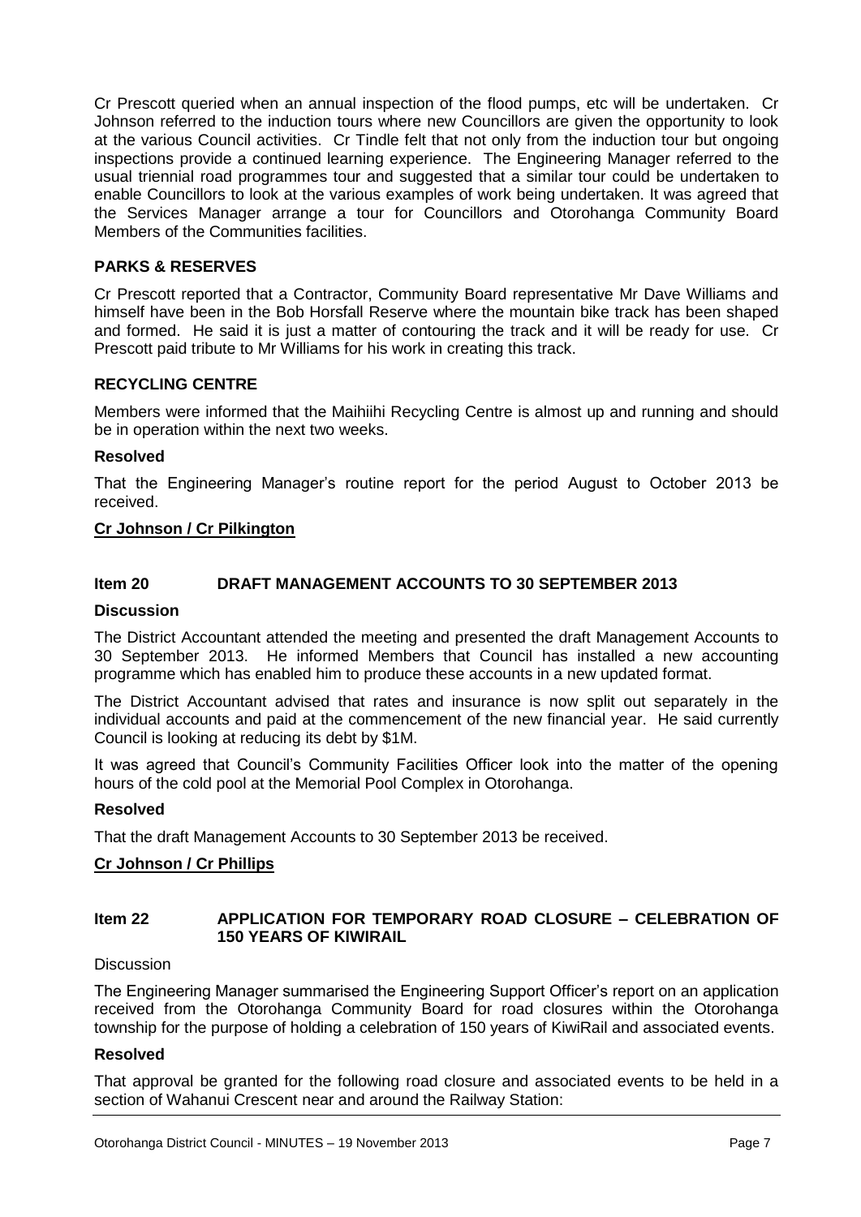Cr Prescott queried when an annual inspection of the flood pumps, etc will be undertaken. Cr Johnson referred to the induction tours where new Councillors are given the opportunity to look at the various Council activities. Cr Tindle felt that not only from the induction tour but ongoing inspections provide a continued learning experience. The Engineering Manager referred to the usual triennial road programmes tour and suggested that a similar tour could be undertaken to enable Councillors to look at the various examples of work being undertaken. It was agreed that the Services Manager arrange a tour for Councillors and Otorohanga Community Board Members of the Communities facilities.

**PARKS & RESERVES**

Cr Prescott reported that a Contractor, Community Board representative Mr Dave Williams and himself have been in the Bob Horsfall Reserve where the mountain bike track has been shaped and formed. He said it is just a matter of contouring the track and it will be ready for use. Cr Prescott paid tribute to Mr Williams for his work in creating this track.

**RECYCLING CENTRE**

Members were informed that the Maihiihi Recycling Centre is almost up and running and should be in operation within the next two weeks.

**Resolved**

That the Engineering Manager's routine report for the period August to October 2013 be received.

**Cr Johnson / Cr Pilkington**

## Item 20 DRAFT MANAGEMENT ACCOUNTS TO 30 SEPTEMBER 2013

**Discussion**

The District Accountant attended the meeting and presented the draft Management Accounts to 30 September 2013. He informed Members that Council has installed a new accounting programme which has enabled him to produce these accounts in a new updated format.

The District Accountant advised that rates and insurance is now split out separately in the individual accounts and paid at the commencement of the new financial year. He said currently Council is looking at reducing its debt by $1M.

It was agreed that Council's Community Facilities Officer look into the matter of the opening hours of the cold pool at the Memorial Pool Complex in Otorohanga.

**Resolved**

That the draft Management Accounts to 30 September 2013 be received.

**Cr Johnson / Cr Phillips**

## Item 22 APPLICATION FOR TEMPORARY ROAD CLOSURE – CELEBRATION OF 150 YEARS OF KIWIRAIL

Discussion

The Engineering Manager summarised the Engineering Support Officer's report on an application received from the Otorohanga Community Board for road closures within the Otorohanga township for the purpose of holding a celebration of 150 years of KiwiRail and associated events.

**Resolved**

That approval be granted for the following road closure and associated events to be held in a section of Wahanui Crescent near and around the Railway Station: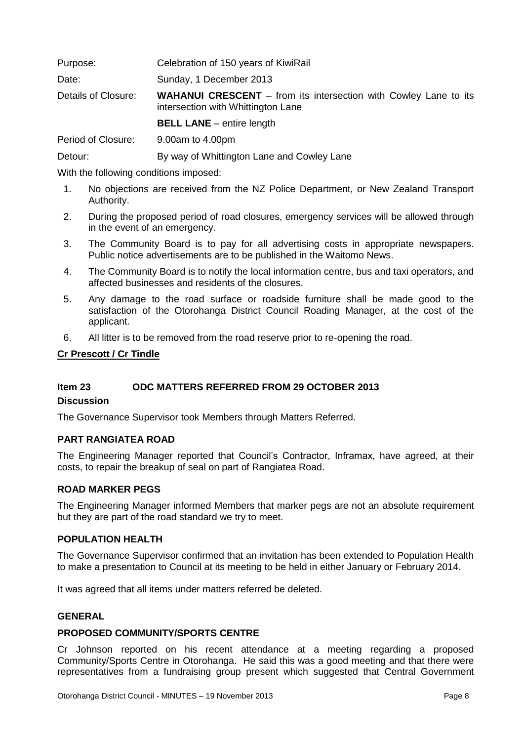| | |
|---|---|
| Purpose: | Celebration of 150 years of KiwiRail |
| Date: | Sunday, 1 December 2013 |
| Details of Closure: | **WAHANUI CRESCENT** – from its intersection with Cowley Lane to its intersection with Whittington Lane |
| | **BELL LANE** – entire length |
| Period of Closure: | 9.00am to 4.00pm |
| Detour: | By way of Whittington Lane and Cowley Lane |

With the following conditions imposed:

1. No objections are received from the NZ Police Department, or New Zealand Transport Authority.
2. During the proposed period of road closures, emergency services will be allowed through in the event of an emergency.
3. The Community Board is to pay for all advertising costs in appropriate newspapers. Public notice advertisements are to be published in the Waitomo News.
4. The Community Board is to notify the local information centre, bus and taxi operators, and affected businesses and residents of the closures.
5. Any damage to the road surface or roadside furniture shall be made good to the satisfaction of the Otorohanga District Council Roading Manager, at the cost of the applicant.
6. All litter is to be removed from the road reserve prior to re-opening the road.

**Cr Prescott / Cr Tindle**

## Item 23 ODC MATTERS REFERRED FROM 29 OCTOBER 2013

**Discussion**

The Governance Supervisor took Members through Matters Referred.

### PART RANGIATEA ROAD

The Engineering Manager reported that Council's Contractor, Inframax, have agreed, at their costs, to repair the breakup of seal on part of Rangiatea Road.

### ROAD MARKER PEGS

The Engineering Manager informed Members that marker pegs are not an absolute requirement but they are part of the road standard we try to meet.

### POPULATION HEALTH

The Governance Supervisor confirmed that an invitation has been extended to Population Health to make a presentation to Council at its meeting to be held in either January or February 2014.

It was agreed that all items under matters referred be deleted.

### GENERAL

### PROPOSED COMMUNITY/SPORTS CENTRE

Cr Johnson reported on his recent attendance at a meeting regarding a proposed Community/Sports Centre in Otorohanga. He said this was a good meeting and that there were representatives from a fundraising group present which suggested that Central Government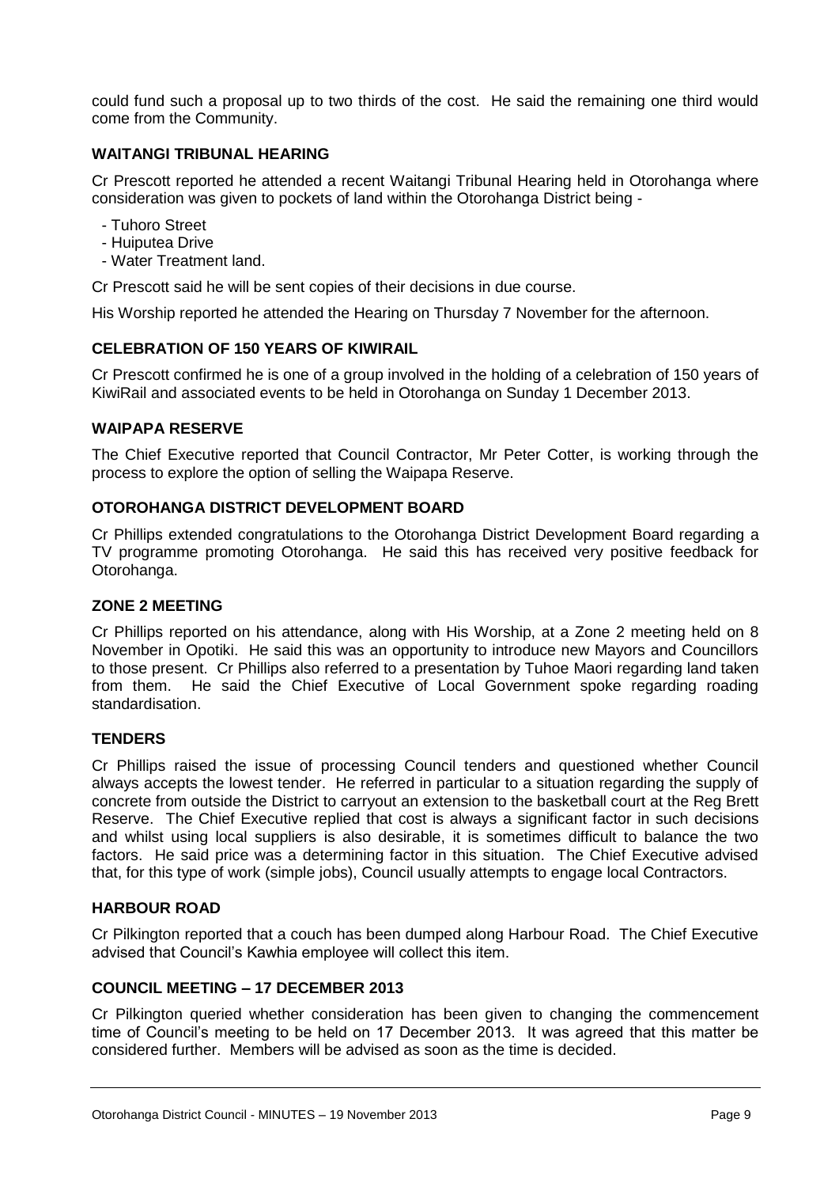could fund such a proposal up to two thirds of the cost. He said the remaining one third would come from the Community.

**WAITANGI TRIBUNAL HEARING**

Cr Prescott reported he attended a recent Waitangi Tribunal Hearing held in Otorohanga where consideration was given to pockets of land within the Otorohanga District being -

- Tuhoro Street
- Huiputea Drive
- Water Treatment land.

Cr Prescott said he will be sent copies of their decisions in due course.

His Worship reported he attended the Hearing on Thursday 7 November for the afternoon.

**CELEBRATION OF 150 YEARS OF KIWIRAIL**

Cr Prescott confirmed he is one of a group involved in the holding of a celebration of 150 years of KiwiRail and associated events to be held in Otorohanga on Sunday 1 December 2013.

**WAIPAPA RESERVE**

The Chief Executive reported that Council Contractor, Mr Peter Cotter, is working through the process to explore the option of selling the Waipapa Reserve.

**OTOROHANGA DISTRICT DEVELOPMENT BOARD**

Cr Phillips extended congratulations to the Otorohanga District Development Board regarding a TV programme promoting Otorohanga. He said this has received very positive feedback for Otorohanga.

**ZONE 2 MEETING**

Cr Phillips reported on his attendance, along with His Worship, at a Zone 2 meeting held on 8 November in Opotiki. He said this was an opportunity to introduce new Mayors and Councillors to those present. Cr Phillips also referred to a presentation by Tuhoe Maori regarding land taken from them. He said the Chief Executive of Local Government spoke regarding roading standardisation.

**TENDERS**

Cr Phillips raised the issue of processing Council tenders and questioned whether Council always accepts the lowest tender. He referred in particular to a situation regarding the supply of concrete from outside the District to carryout an extension to the basketball court at the Reg Brett Reserve. The Chief Executive replied that cost is always a significant factor in such decisions and whilst using local suppliers is also desirable, it is sometimes difficult to balance the two factors. He said price was a determining factor in this situation. The Chief Executive advised that, for this type of work (simple jobs), Council usually attempts to engage local Contractors.

**HARBOUR ROAD**

Cr Pilkington reported that a couch has been dumped along Harbour Road. The Chief Executive advised that Council's Kawhia employee will collect this item.

**COUNCIL MEETING – 17 DECEMBER 2013**

Cr Pilkington queried whether consideration has been given to changing the commencement time of Council's meeting to be held on 17 December 2013. It was agreed that this matter be considered further. Members will be advised as soon as the time is decided.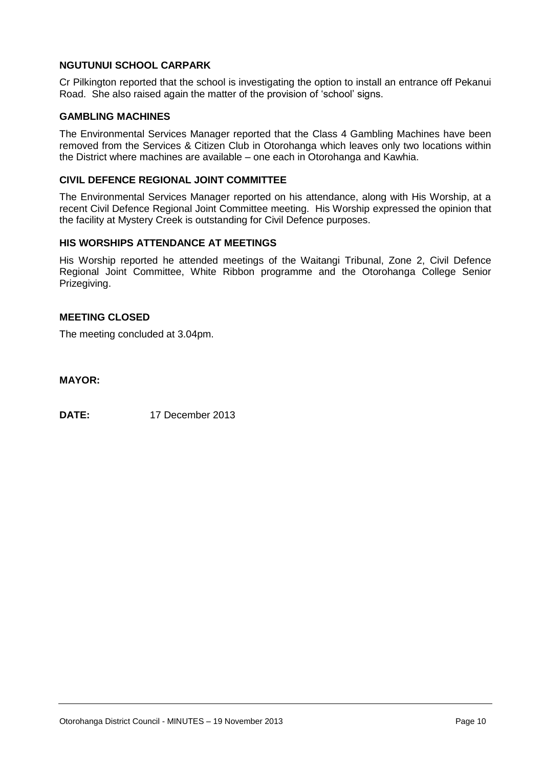### NGUTUNUI SCHOOL CARPARK

Cr Pilkington reported that the school is investigating the option to install an entrance off Pekanui Road. She also raised again the matter of the provision of 'school' signs.

### GAMBLING MACHINES

The Environmental Services Manager reported that the Class 4 Gambling Machines have been removed from the Services & Citizen Club in Otorohanga which leaves only two locations within the District where machines are available – one each in Otorohanga and Kawhia.

### CIVIL DEFENCE REGIONAL JOINT COMMITTEE

The Environmental Services Manager reported on his attendance, along with His Worship, at a recent Civil Defence Regional Joint Committee meeting. His Worship expressed the opinion that the facility at Mystery Creek is outstanding for Civil Defence purposes.

### HIS WORSHIPS ATTENDANCE AT MEETINGS

His Worship reported he attended meetings of the Waitangi Tribunal, Zone 2, Civil Defence Regional Joint Committee, White Ribbon programme and the Otorohanga College Senior Prizegiving.

### MEETING CLOSED

The meeting concluded at 3.04pm.

**MAYOR:**

**DATE:** 17 December 2013